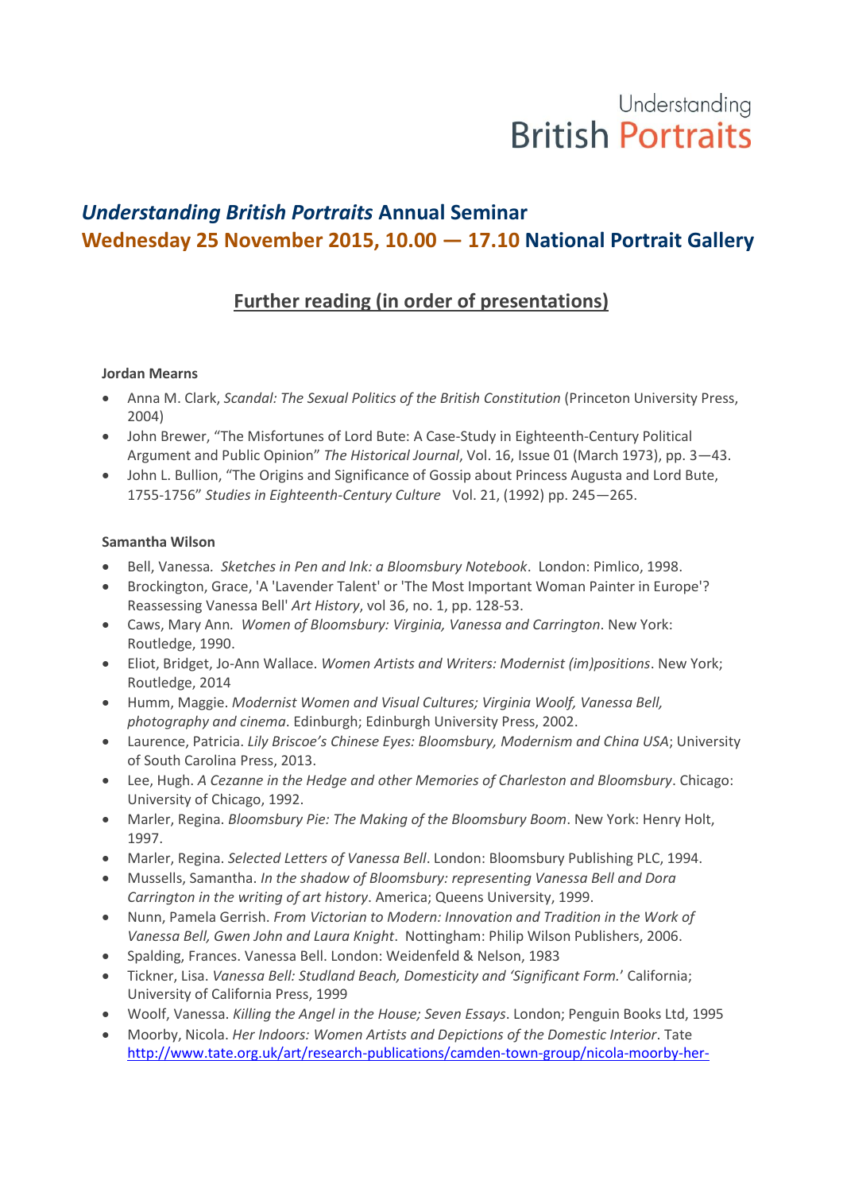Understanding
British Portraits

# *Understanding British Portraits* Annual Seminar

## Wednesday 25 November 2015, 10.00 — 17.10 National Portrait Gallery

## Further reading (in order of presentations)

**Jordan Mearns**

- Anna M. Clark, *Scandal: The Sexual Politics of the British Constitution* (Princeton University Press, 2004)
- John Brewer, "The Misfortunes of Lord Bute: A Case-Study in Eighteenth-Century Political Argument and Public Opinion" *The Historical Journal*, Vol. 16, Issue 01 (March 1973), pp. 3—43.
- John L. Bullion, "The Origins and Significance of Gossip about Princess Augusta and Lord Bute, 1755-1756" *Studies in Eighteenth-Century Culture* Vol. 21, (1992) pp. 245—265.

**Samantha Wilson**

- Bell, Vanessa. *Sketches in Pen and Ink: a Bloomsbury Notebook*. London: Pimlico, 1998.
- Brockington, Grace, 'A 'Lavender Talent' or 'The Most Important Woman Painter in Europe'? Reassessing Vanessa Bell' *Art History*, vol 36, no. 1, pp. 128-53.
- Caws, Mary Ann. *Women of Bloomsbury: Virginia, Vanessa and Carrington*. New York: Routledge, 1990.
- Eliot, Bridget, Jo-Ann Wallace. *Women Artists and Writers: Modernist (im)positions*. New York; Routledge, 2014
- Humm, Maggie. *Modernist Women and Visual Cultures; Virginia Woolf, Vanessa Bell, photography and cinema*. Edinburgh; Edinburgh University Press, 2002.
- Laurence, Patricia. *Lily Briscoe's Chinese Eyes: Bloomsbury, Modernism and China USA*; University of South Carolina Press, 2013.
- Lee, Hugh. *A Cezanne in the Hedge and other Memories of Charleston and Bloomsbury*. Chicago: University of Chicago, 1992.
- Marler, Regina. *Bloomsbury Pie: The Making of the Bloomsbury Boom*. New York: Henry Holt, 1997.
- Marler, Regina. *Selected Letters of Vanessa Bell*. London: Bloomsbury Publishing PLC, 1994.
- Mussells, Samantha. *In the shadow of Bloomsbury: representing Vanessa Bell and Dora Carrington in the writing of art history*. America; Queens University, 1999.
- Nunn, Pamela Gerrish. *From Victorian to Modern: Innovation and Tradition in the Work of Vanessa Bell, Gwen John and Laura Knight*. Nottingham: Philip Wilson Publishers, 2006.
- Spalding, Frances. Vanessa Bell. London: Weidenfeld & Nelson, 1983
- Tickner, Lisa. *Vanessa Bell: Studland Beach, Domesticity and 'Significant Form.'* California; University of California Press, 1999
- Woolf, Vanessa. *Killing the Angel in the House; Seven Essays*. London; Penguin Books Ltd, 1995
- Moorby, Nicola. *Her Indoors: Women Artists and Depictions of the Domestic Interior*. Tate http://www.tate.org.uk/art/research-publications/camden-town-group/nicola-moorby-her-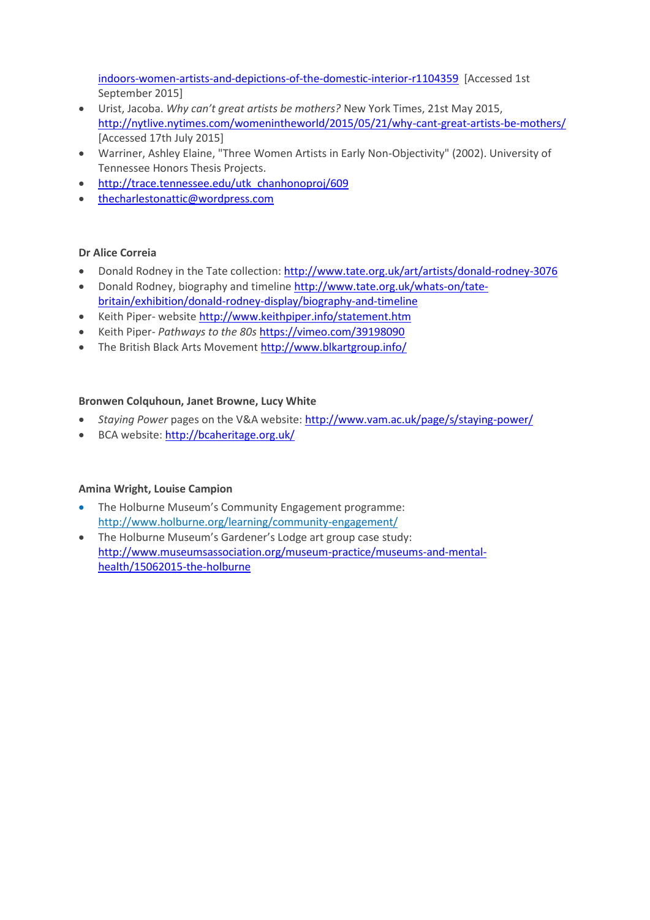indoors-women-artists-and-depictions-of-the-domestic-interior-r1104359 [Accessed 1st September 2015]

- Urist, Jacoba. *Why can't great artists be mothers?* New York Times, 21st May 2015, http://nytlive.nytimes.com/womenintheworld/2015/05/21/why-cant-great-artists-be-mothers/ [Accessed 17th July 2015]
- Warriner, Ashley Elaine, "Three Women Artists in Early Non-Objectivity" (2002). University of Tennessee Honors Thesis Projects.
- http://trace.tennessee.edu/utk_chanhonoproj/609
- thecharlestonattic@wordpress.com

**Dr Alice Correia**

- Donald Rodney in the Tate collection: http://www.tate.org.uk/art/artists/donald-rodney-3076
- Donald Rodney, biography and timeline http://www.tate.org.uk/whats-on/tate-britain/exhibition/donald-rodney-display/biography-and-timeline
- Keith Piper- website http://www.keithpiper.info/statement.htm
- Keith Piper- *Pathways to the 80s* https://vimeo.com/39198090
- The British Black Arts Movement http://www.blkartgroup.info/

**Bronwen Colquhoun, Janet Browne, Lucy White**

- *Staying Power* pages on the V&A website: http://www.vam.ac.uk/page/s/staying-power/
- BCA website: http://bcaheritage.org.uk/

**Amina Wright, Louise Campion**

- The Holburne Museum's Community Engagement programme: http://www.holburne.org/learning/community-engagement/
- The Holburne Museum's Gardener's Lodge art group case study: http://www.museumsassociation.org/museum-practice/museums-and-mental-health/15062015-the-holburne